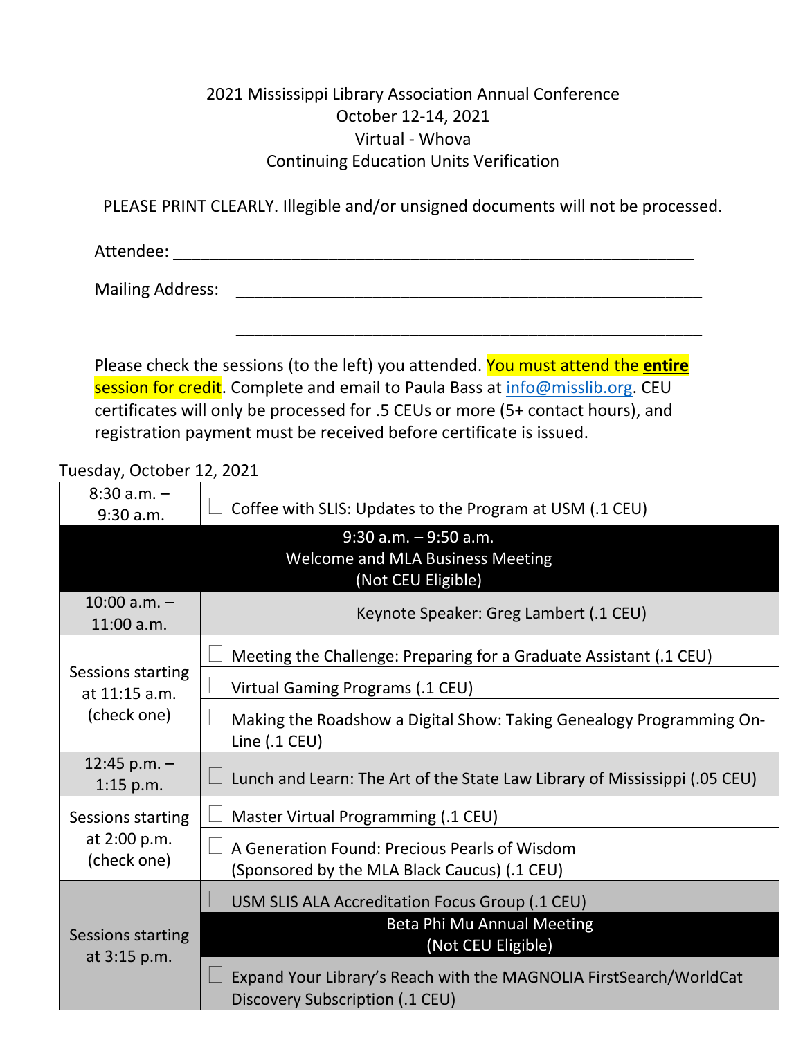2021 Mississippi Library Association Annual Conference
October 12-14, 2021
Virtual - Whova
Continuing Education Units Verification

PLEASE PRINT CLEARLY. Illegible and/or unsigned documents will not be processed.

Attendee: ____________________________________________________________

Mailing Address: ______________________________________________________

______________________________________________________

Please check the sessions (to the left) you attended. You must attend the **entire** session for credit. Complete and email to Paula Bass at info@misslib.org. CEU certificates will only be processed for .5 CEUs or more (5+ contact hours), and registration payment must be received before certificate is issued.

Tuesday, October 12, 2021

| Time | Session |
|---|---|
| 8:30 a.m. – 9:30 a.m. | ☐ Coffee with SLIS: Updates to the Program at USM (.1 CEU) |
| 9:30 a.m. – 9:50 a.m. | Welcome and MLA Business Meeting (Not CEU Eligible) |
| 10:00 a.m. – 11:00 a.m. | Keynote Speaker: Greg Lambert (.1 CEU) |
| Sessions starting at 11:15 a.m. (check one) | ☐ Meeting the Challenge: Preparing for a Graduate Assistant (.1 CEU) |
| | ☐ Virtual Gaming Programs (.1 CEU) |
| | ☐ Making the Roadshow a Digital Show: Taking Genealogy Programming On-Line (.1 CEU) |
| 12:45 p.m. – 1:15 p.m. | ☐ Lunch and Learn: The Art of the State Law Library of Mississippi (.05 CEU) |
| Sessions starting at 2:00 p.m. (check one) | ☐ Master Virtual Programming (.1 CEU) |
| | ☐ A Generation Found: Precious Pearls of Wisdom (Sponsored by the MLA Black Caucus) (.1 CEU) |
| Sessions starting at 3:15 p.m. | ☐ USM SLIS ALA Accreditation Focus Group (.1 CEU) |
| | Beta Phi Mu Annual Meeting (Not CEU Eligible) |
| | ☐ Expand Your Library's Reach with the MAGNOLIA FirstSearch/WorldCat Discovery Subscription (.1 CEU) |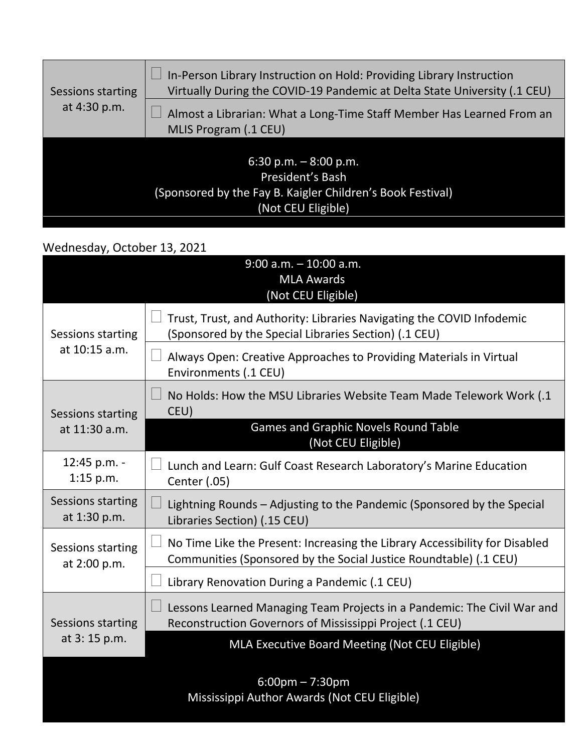| Sessions starting at 4:30 p.m. | ☐ In-Person Library Instruction on Hold: Providing Library Instruction Virtually During the COVID-19 Pandemic at Delta State University (.1 CEU) |
|---|---|
| | ☐ Almost a Librarian: What a Long-Time Staff Member Has Learned From an MLIS Program (.1 CEU) |
| 6:30 p.m. – 8:00 p.m. President's Bash (Sponsored by the Fay B. Kaigler Children's Book Festival) (Not CEU Eligible) | |

Wednesday, October 13, 2021

| 9:00 a.m. – 10:00 a.m. MLA Awards (Not CEU Eligible) | |
|---|---|
| Sessions starting at 10:15 a.m. | ☐ Trust, Trust, and Authority: Libraries Navigating the COVID Infodemic (Sponsored by the Special Libraries Section) (.1 CEU) |
| | ☐ Always Open: Creative Approaches to Providing Materials in Virtual Environments (.1 CEU) |
| Sessions starting at 11:30 a.m. | ☐ No Holds: How the MSU Libraries Website Team Made Telework Work (.1 CEU) |
| | Games and Graphic Novels Round Table (Not CEU Eligible) |
| 12:45 p.m. - 1:15 p.m. | ☐ Lunch and Learn: Gulf Coast Research Laboratory's Marine Education Center (.05) |
| Sessions starting at 1:30 p.m. | ☐ Lightning Rounds – Adjusting to the Pandemic (Sponsored by the Special Libraries Section) (.15 CEU) |
| Sessions starting at 2:00 p.m. | ☐ No Time Like the Present: Increasing the Library Accessibility for Disabled Communities (Sponsored by the Social Justice Roundtable) (.1 CEU) |
| | ☐ Library Renovation During a Pandemic (.1 CEU) |
| Sessions starting at 3: 15 p.m. | ☐ Lessons Learned Managing Team Projects in a Pandemic: The Civil War and Reconstruction Governors of Mississippi Project (.1 CEU) |
| | MLA Executive Board Meeting (Not CEU Eligible) |
| 6:00pm – 7:30pm Mississippi Author Awards (Not CEU Eligible) | |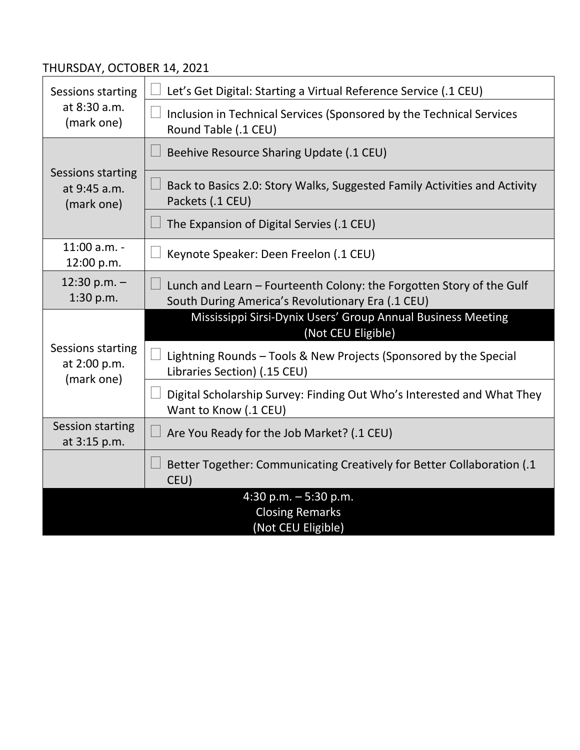THURSDAY, OCTOBER 14, 2021

| | |
|---|---|
| Sessions starting at 8:30 a.m. (mark one) | ☐ Let's Get Digital: Starting a Virtual Reference Service (.1 CEU) |
| | ☐ Inclusion in Technical Services (Sponsored by the Technical Services Round Table (.1 CEU) |
| Sessions starting at 9:45 a.m. (mark one) | ☐ Beehive Resource Sharing Update (.1 CEU) |
| | ☐ Back to Basics 2.0: Story Walks, Suggested Family Activities and Activity Packets (.1 CEU) |
| | ☐ The Expansion of Digital Servies (.1 CEU) |
| 11:00 a.m. - 12:00 p.m. | ☐ Keynote Speaker: Deen Freelon (.1 CEU) |
| 12:30 p.m. – 1:30 p.m. | ☐ Lunch and Learn – Fourteenth Colony: the Forgotten Story of the Gulf South During America's Revolutionary Era (.1 CEU) |
| Sessions starting at 2:00 p.m. (mark one) | Mississippi Sirsi-Dynix Users' Group Annual Business Meeting (Not CEU Eligible) |
| | ☐ Lightning Rounds – Tools & New Projects (Sponsored by the Special Libraries Section) (.15 CEU) |
| | ☐ Digital Scholarship Survey: Finding Out Who's Interested and What They Want to Know (.1 CEU) |
| Session starting at 3:15 p.m. | ☐ Are You Ready for the Job Market? (.1 CEU) |
| | ☐ Better Together: Communicating Creatively for Better Collaboration (.1 CEU) |
| 4:30 p.m. – 5:30 p.m. Closing Remarks (Not CEU Eligible) | |